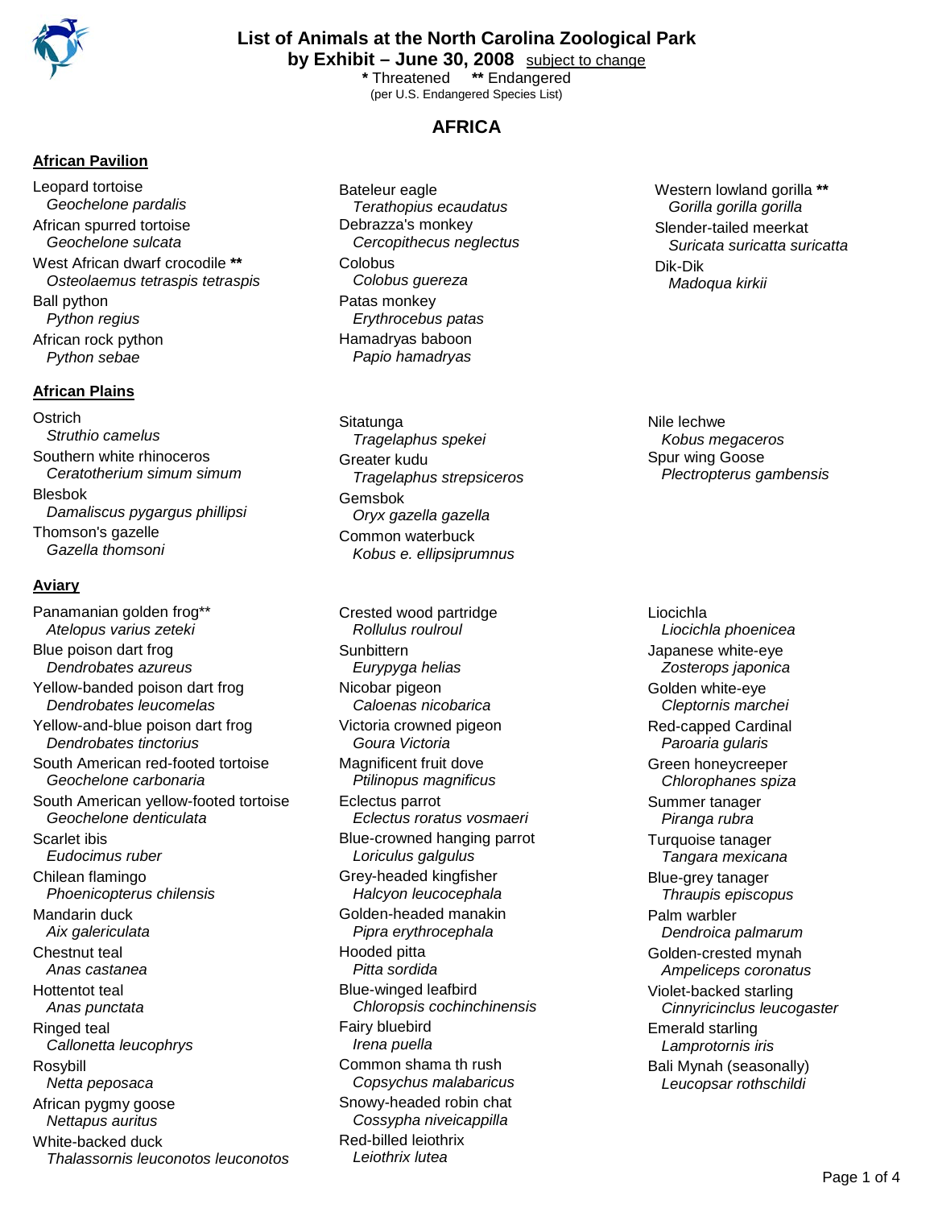# List of Animals at the North Carolina Zoological Park by Exhibit – June 30, 2008 subject to change

**\*** Threatened **\*\*** Endangered
(per U.S. Endangered Species List)

## AFRICA

### African Pavilion

Leopard tortoise
*Geochelone pardalis*
African spurred tortoise
*Geochelone sulcata*
West African dwarf crocodile **
*Osteolaemus tetraspis tetraspis*
Ball python
*Python regius*
African rock python
*Python sebae*
Bateleur eagle
*Terathopius ecaudatus*
Debrazza's monkey
*Cercopithecus neglectus*
Colobus
*Colobus guereza*
Patas monkey
*Erythrocebus patas*
Hamadryas baboon
*Papio hamadryas*
Western lowland gorilla **
*Gorilla gorilla gorilla*
Slender-tailed meerkat
*Suricata suricatta suricatta*
Dik-Dik
*Madoqua kirkii*

### African Plains

Ostrich
*Struthio camelus*
Southern white rhinoceros
*Ceratotherium simum simum*
Blesbok
*Damaliscus pygargus phillipsi*
Thomson's gazelle
*Gazella thomsoni*
Sitatunga
*Tragelaphus spekei*
Greater kudu
*Tragelaphus strepsiceros*
Gemsbok
*Oryx gazella gazella*
Common waterbuck
*Kobus e. ellipsiprumnus*
Nile lechwe
*Kobus megaceros*
Spur wing Goose
*Plectropterus gambensis*

### Aviary

Panamanian golden frog**
*Atelopus varius zeteki*
Blue poison dart frog
*Dendrobates azureus*
Yellow-banded poison dart frog
*Dendrobates leucomelas*
Yellow-and-blue poison dart frog
*Dendrobates tinctorius*
South American red-footed tortoise
*Geochelone carbonaria*
South American yellow-footed tortoise
*Geochelone denticulata*
Scarlet ibis
*Eudocimus ruber*
Chilean flamingo
*Phoenicopterus chilensis*
Mandarin duck
*Aix galericulata*
Chestnut teal
*Anas castanea*
Hottentot teal
*Anas punctata*
Ringed teal
*Callonetta leucophrys*
Rosybill
*Netta peposaca*
African pygmy goose
*Nettapus auritus*
White-backed duck
*Thalassornis leuconotos leuconotos*
Crested wood partridge
*Rollulus roulroul*
Sunbittern
*Eurypyga helias*
Nicobar pigeon
*Caloenas nicobarica*
Victoria crowned pigeon
*Goura Victoria*
Magnificent fruit dove
*Ptilinopus magnificus*
Eclectus parrot
*Eclectus roratus vosmaeri*
Blue-crowned hanging parrot
*Loriculus galgulus*
Grey-headed kingfisher
*Halcyon leucocephala*
Golden-headed manakin
*Pipra erythrocephala*
Hooded pitta
*Pitta sordida*
Blue-winged leafbird
*Chloropsis cochinchinensis*
Fairy bluebird
*Irena puella*
Common shama th rush
*Copsychus malabaricus*
Snowy-headed robin chat
*Cossypha niveicappilla*
Red-billed leiothrix
*Leiothrix lutea*
Liocichla
*Liocichla phoenicea*
Japanese white-eye
*Zosterops japonica*
Golden white-eye
*Cleptornis marchei*
Red-capped Cardinal
*Paroaria gularis*
Green honeycreeper
*Chlorophanes spiza*
Summer tanager
*Piranga rubra*
Turquoise tanager
*Tangara mexicana*
Blue-grey tanager
*Thraupis episcopus*
Palm warbler
*Dendroica palmarum*
Golden-crested mynah
*Ampeliceps coronatus*
Violet-backed starling
*Cinnyricinclus leucogaster*
Emerald starling
*Lamprotornis iris*
Bali Mynah (seasonally)
*Leucopsar rothschildi*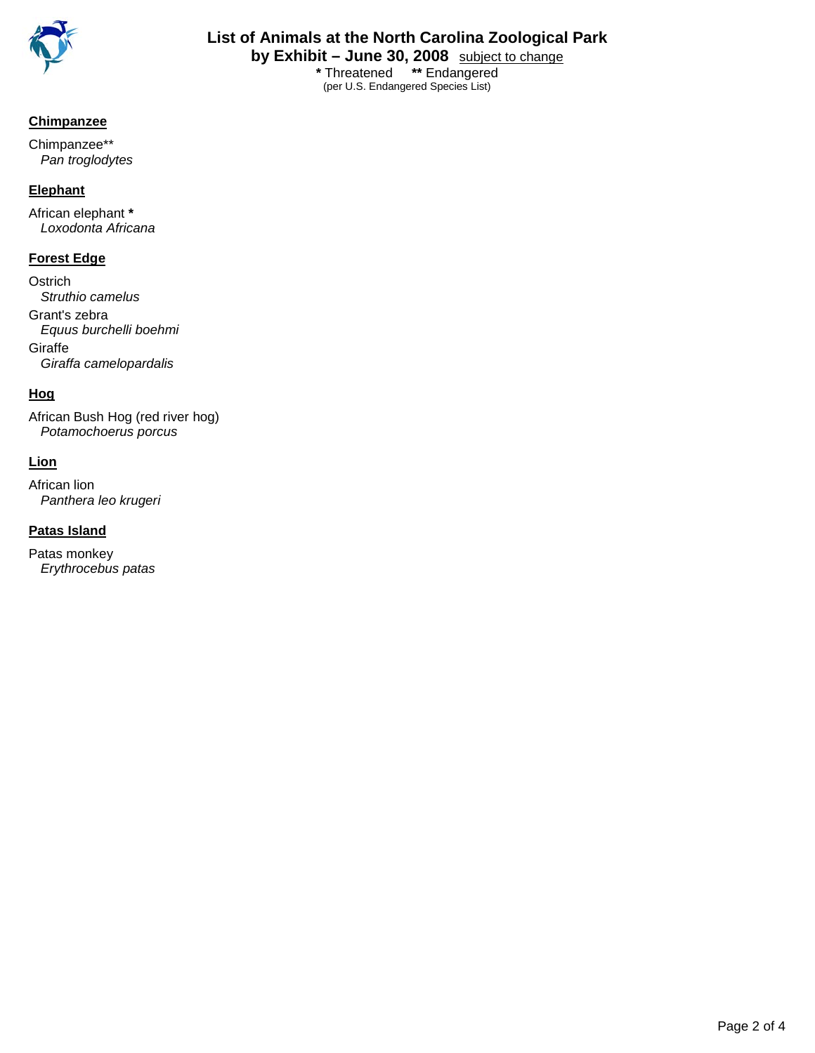# List of Animals at the North Carolina Zoological Park by Exhibit – June 30, 2008 subject to change

**\*** Threatened **\*\*** Endangered
(per U.S. Endangered Species List)

## Chimpanzee

Chimpanzee**
*Pan troglodytes*

## Elephant

African elephant **\***
*Loxodonta Africana*

## Forest Edge

Ostrich
*Struthio camelus*

Grant's zebra
*Equus burchelli boehmi*

Giraffe
*Giraffa camelopardalis*

## Hog

African Bush Hog (red river hog)
*Potamochoerus porcus*

## Lion

African lion
*Panthera leo krugeri*

## Patas Island

Patas monkey
*Erythrocebus patas*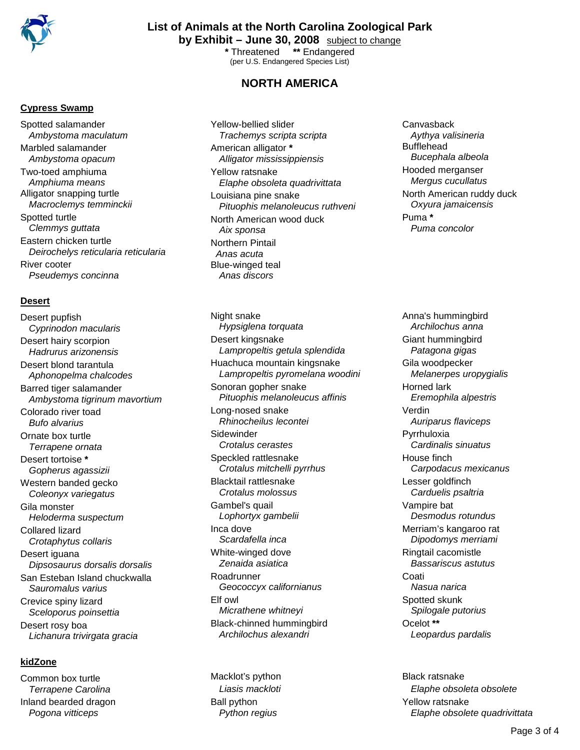# List of Animals at the North Carolina Zoological Park by Exhibit – June 30, 2008 subject to change

\* Threatened  \*\* Endangered
(per U.S. Endangered Species List)

## NORTH AMERICA

### Cypress Swamp

- Spotted salamander *Ambystoma maculatum*
- Marbled salamander *Ambystoma opacum*
- Two-toed amphiuma *Amphiuma means*
- Alligator snapping turtle *Macroclemys temminckii*
- Spotted turtle *Clemmys guttata*
- Eastern chicken turtle *Deirochelys reticularia reticularia*
- River cooter *Pseudemys concinna*
- Yellow-bellied slider *Trachemys scripta scripta*
- American alligator * *Alligator mississippiensis*
- Yellow ratsnake *Elaphe obsoleta quadrivittata*
- Louisiana pine snake *Pituophis melanoleucus ruthveni*
- North American wood duck *Aix sponsa*
- Northern Pintail *Anas acuta*
- Blue-winged teal *Anas discors*
- Canvasback *Aythya valisineria*
- Bufflehead *Bucephala albeola*
- Hooded merganser *Mergus cucullatus*
- North American ruddy duck *Oxyura jamaicensis*
- Puma * *Puma concolor*

### Desert

- Desert pupfish *Cyprinodon macularis*
- Desert hairy scorpion *Hadrurus arizonensis*
- Desert blond tarantula *Aphonopelma chalcodes*
- Barred tiger salamander *Ambystoma tigrinum mavortium*
- Colorado river toad *Bufo alvarius*
- Ornate box turtle *Terrapene ornata*
- Desert tortoise * *Gopherus agassizii*
- Western banded gecko *Coleonyx variegatus*
- Gila monster *Heloderma suspectum*
- Collared lizard *Crotaphytus collaris*
- Desert iguana *Dipsosaurus dorsalis dorsalis*
- San Esteban Island chuckwalla *Sauromalus varius*
- Crevice spiny lizard *Sceloporus poinsettia*
- Desert rosy boa *Lichanura trivirgata gracia*
- Night snake *Hypsiglena torquata*
- Desert kingsnake *Lampropeltis getula splendida*
- Huachuca mountain kingsnake *Lampropeltis pyromelana woodini*
- Sonoran gopher snake *Pituophis melanoleucus affinis*
- Long-nosed snake *Rhinocheilus lecontei*
- Sidewinder *Crotalus cerastes*
- Speckled rattlesnake *Crotalus mitchelli pyrrhus*
- Blacktail rattlesnake *Crotalus molossus*
- Gambel's quail *Lophortyx gambelii*
- Inca dove *Scardafella inca*
- White-winged dove *Zenaida asiatica*
- Roadrunner *Geococcyx californianus*
- Elf owl *Micrathene whitneyi*
- Black-chinned hummingbird *Archilochus alexandri*
- Anna's hummingbird *Archilochus anna*
- Giant hummingbird *Patagona gigas*
- Gila woodpecker *Melanerpes uropygialis*
- Horned lark *Eremophila alpestris*
- Verdin *Auriparus flaviceps*
- Pyrrhuloxia *Cardinalis sinuatus*
- House finch *Carpodacus mexicanus*
- Lesser goldfinch *Carduelis psaltria*
- Vampire bat *Desmodus rotundus*
- Merriam's kangaroo rat *Dipodomys merriami*
- Ringtail cacomistle *Bassariscus astutus*
- Coati *Nasua narica*
- Spotted skunk *Spilogale putorius*
- Ocelot ** *Leopardus pardalis*

### kidZone

- Common box turtle *Terrapene Carolina*
- Inland bearded dragon *Pogona vitticeps*
- Macklot's python *Liasis mackloti*
- Ball python *Python regius*
- Black ratsnake *Elaphe obsoleta obsolete*
- Yellow ratsnake *Elaphe obsolete quadrivittata*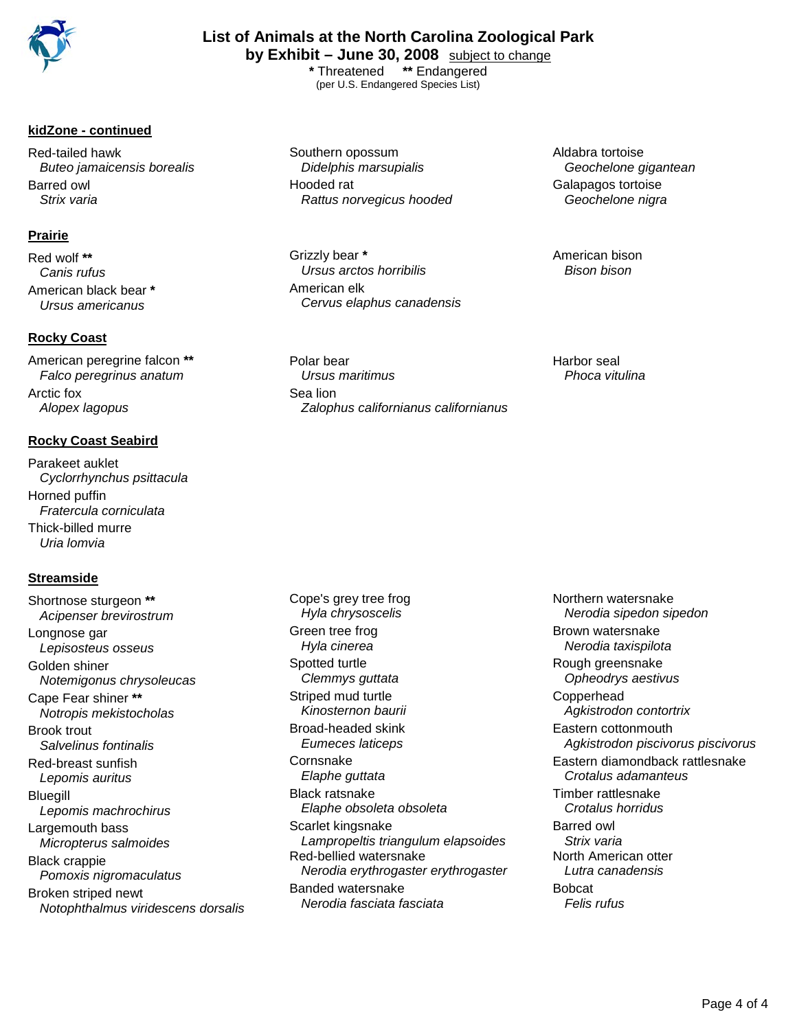# List of Animals at the North Carolina Zoological Park by Exhibit – June 30, 2008 subject to change

**\*** Threatened **\*\*** Endangered
(per U.S. Endangered Species List)

## kidZone - continued

Red-tailed hawk
*Buteo jamaicensis borealis*

Barred owl
*Strix varia*

Southern opossum
*Didelphis marsupialis*

Hooded rat
*Rattus norvegicus hooded*

Aldabra tortoise
*Geochelone gigantean*

Galapagos tortoise
*Geochelone nigra*

## Prairie

Red wolf **
*Canis rufus*

American black bear *
*Ursus americanus*

Grizzly bear *
*Ursus arctos horribilis*

American elk
*Cervus elaphus canadensis*

American bison
*Bison bison*

## Rocky Coast

American peregrine falcon **
*Falco peregrinus anatum*

Arctic fox
*Alopex lagopus*

Polar bear
*Ursus maritimus*

Sea lion
*Zalophus californianus californianus*

Harbor seal
*Phoca vitulina*

## Rocky Coast Seabird

Parakeet auklet
*Cyclorrhynchus psittacula*

Horned puffin
*Fratercula corniculata*

Thick-billed murre
*Uria lomvia*

## Streamside

Shortnose sturgeon **
*Acipenser brevirostrum*

Longnose gar
*Lepisosteus osseus*

Golden shiner
*Notemigonus chrysoleucas*

Cape Fear shiner **
*Notropis mekistocholas*

Brook trout
*Salvelinus fontinalis*

Red-breast sunfish
*Lepomis auritus*

Bluegill
*Lepomis machrochirus*

Largemouth bass
*Micropterus salmoides*

Black crappie
*Pomoxis nigromaculatus*

Broken striped newt
*Notophthalmus viridescens dorsalis*

Cope's grey tree frog
*Hyla chrysoscelis*

Green tree frog
*Hyla cinerea*

Spotted turtle
*Clemmys guttata*

Striped mud turtle
*Kinosternon baurii*

Broad-headed skink
*Eumeces laticeps*

Cornsnake
*Elaphe guttata*

Black ratsnake
*Elaphe obsoleta obsoleta*

Scarlet kingsnake
*Lampropeltis triangulum elapsoides*

Red-bellied watersnake
*Nerodia erythrogaster erythrogaster*

Banded watersnake
*Nerodia fasciata fasciata*

Northern watersnake
*Nerodia sipedon sipedon*

Brown watersnake
*Nerodia taxispilota*

Rough greensnake
*Opheodrys aestivus*

Copperhead
*Agkistrodon contortrix*

Eastern cottonmouth
*Agkistrodon piscivorus piscivorus*

Eastern diamondback rattlesnake
*Crotalus adamanteus*

Timber rattlesnake
*Crotalus horridus*

Barred owl
*Strix varia*

North American otter
*Lutra canadensis*

Bobcat
*Felis rufus*